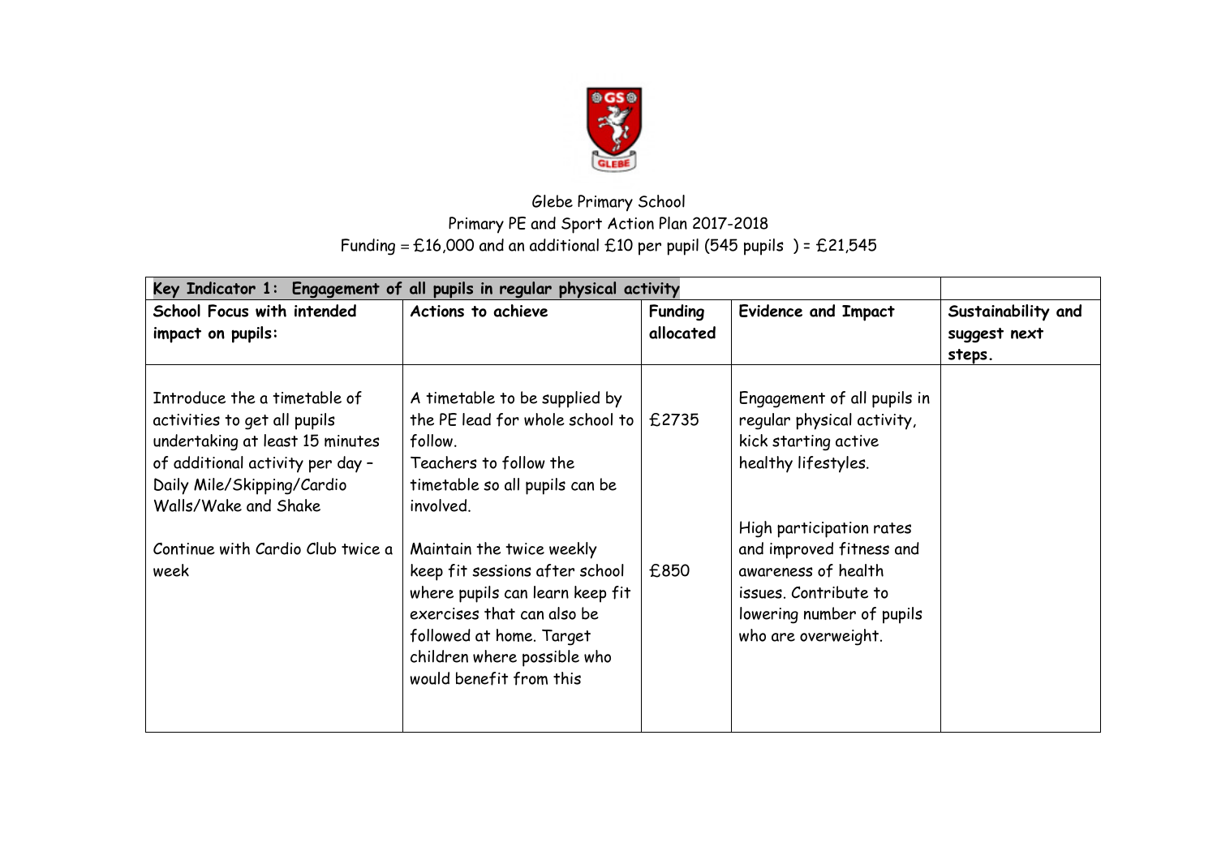Glebe Primary School

Primary PE and Sport Action Plan 2017-2018

Funding = £16,000 and an additional £10 per pupil (545 pupils ) = £21,545

| **Key Indicator 1: Engagement of all pupils in regular physical activity** | | | | |
|---|---|---|---|---|
| **School Focus with intended impact on pupils:** | **Actions to achieve** | **Funding allocated** | **Evidence and Impact** | **Sustainability and suggest next steps.** |
| Introduce the a timetable of activities to get all pupils undertaking at least 15 minutes of additional activity per day – Daily Mile/Skipping/Cardio Walls/Wake and Shake<br><br>Continue with Cardio Club twice a week | A timetable to be supplied by the PE lead for whole school to follow.<br>Teachers to follow the timetable so all pupils can be involved.<br><br>Maintain the twice weekly keep fit sessions after school where pupils can learn keep fit exercises that can also be followed at home. Target children where possible who would benefit from this | £2735<br><br>£850 | Engagement of all pupils in regular physical activity, kick starting active healthy lifestyles.<br><br>High participation rates and improved fitness and awareness of health issues. Contribute to lowering number of pupils who are overweight. | |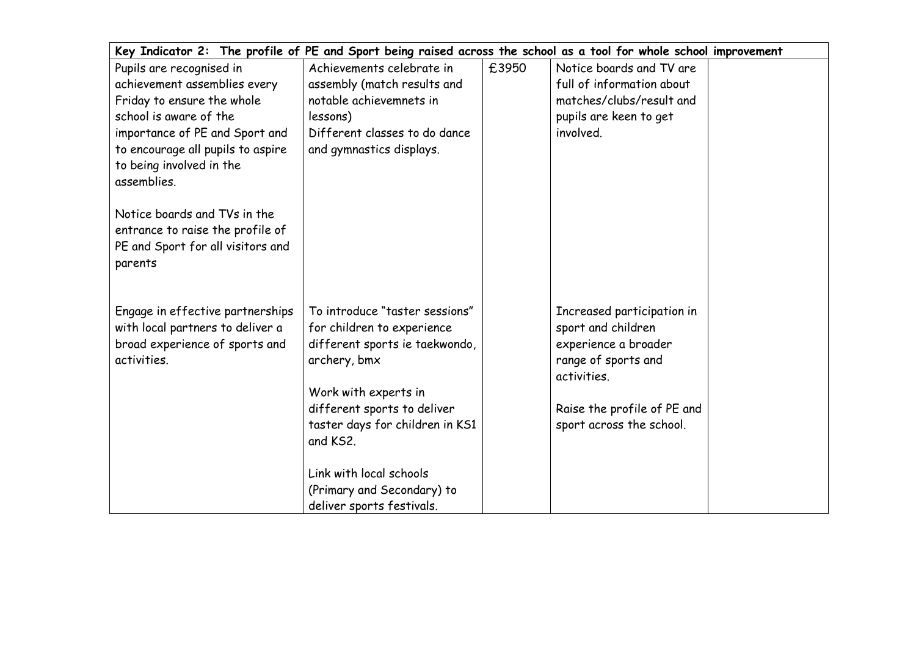| Key Indicator 2: The profile of PE and Sport being raised across the school as a tool for whole school improvement | | | | |
|---|---|---|---|---|
| Pupils are recognised in achievement assemblies every Friday to ensure the whole school is aware of the importance of PE and Sport and to encourage all pupils to aspire to being involved in the assemblies.<br><br>Notice boards and TVs in the entrance to raise the profile of PE and Sport for all visitors and parents | Achievements celebrate in assembly (match results and notable achievemnets in lessons)<br>Different classes to do dance and gymnastics displays. | £3950 | Notice boards and TV are full of information about matches/clubs/result and pupils are keen to get involved. | |
| Engage in effective partnerships with local partners to deliver a broad experience of sports and activities. | To introduce "taster sessions" for children to experience different sports ie taekwondo, archery, bmx<br><br>Work with experts in different sports to deliver taster days for children in KS1 and KS2.<br><br>Link with local schools (Primary and Secondary) to deliver sports festivals. | | Increased participation in sport and children experience a broader range of sports and activities.<br><br>Raise the profile of PE and sport across the school. | |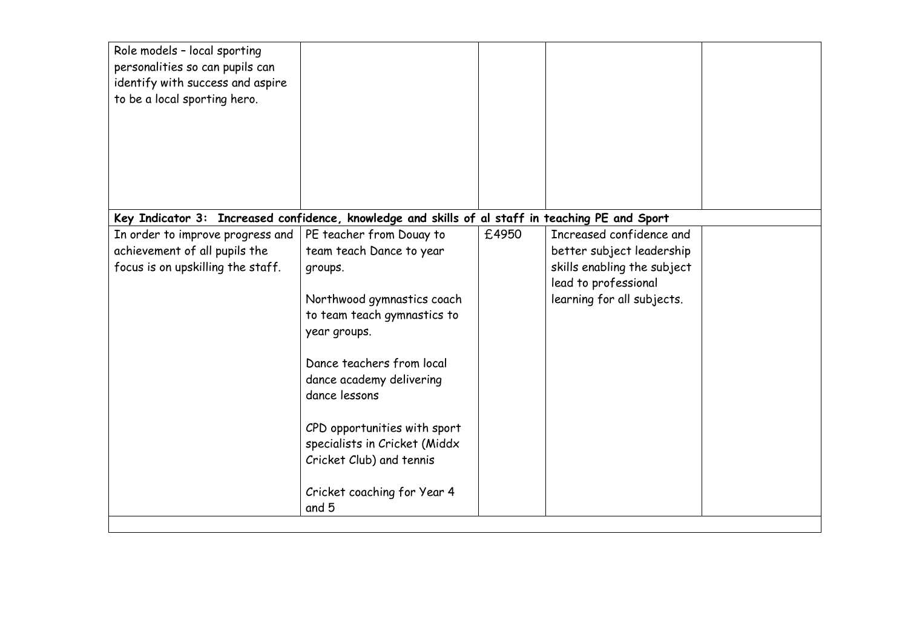| | | | | |
|---|---|---|---|---|
| Role models – local sporting personalities so can pupils can identify with success and aspire to be a local sporting hero. | | | | |
| **Key Indicator 3: Increased confidence, knowledge and skills of al staff in teaching PE and Sport** | | | | |
| In order to improve progress and achievement of all pupils the focus is on upskilling the staff. | PE teacher from Douay to team teach Dance to year groups.<br><br>Northwood gymnastics coach to team teach gymnastics to year groups.<br><br>Dance teachers from local dance academy delivering dance lessons<br><br>CPD opportunities with sport specialists in Cricket (Middx Cricket Club) and tennis<br><br>Cricket coaching for Year 4 and 5 | £4950 | Increased confidence and better subject leadership skills enabling the subject lead to professional learning for all subjects. | |
| | | | | |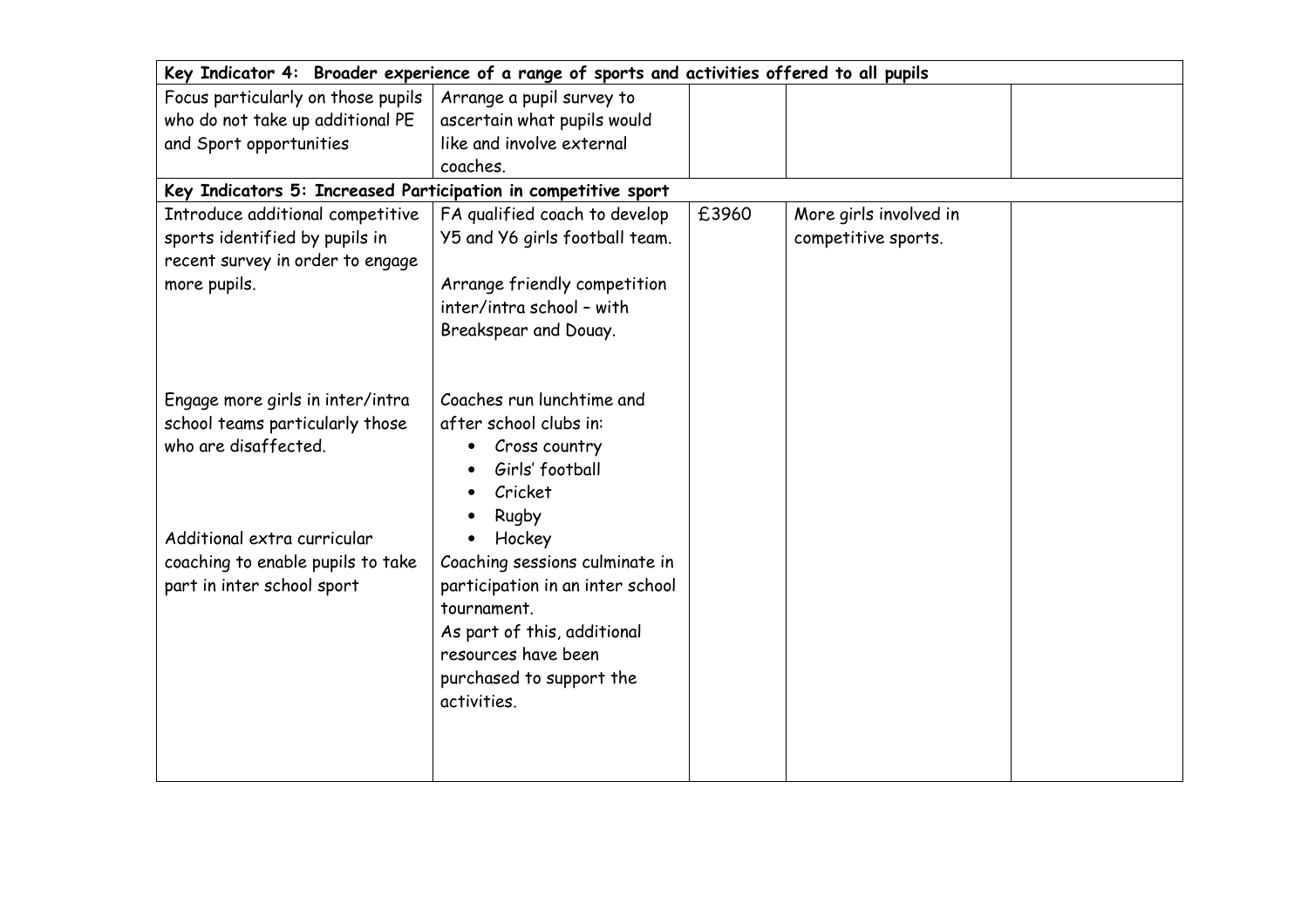| | | | | |
|---|---|---|---|---|
| **Key Indicator 4: Broader experience of a range of sports and activities offered to all pupils** | | | | |
| Focus particularly on those pupils who do not take up additional PE and Sport opportunities | Arrange a pupil survey to ascertain what pupils would like and involve external coaches. | | | |
| **Key Indicators 5: Increased Participation in competitive sport** | | | | |
| Introduce additional competitive sports identified by pupils in recent survey in order to engage more pupils.<br><br>Engage more girls in inter/intra school teams particularly those who are disaffected.<br><br>Additional extra curricular coaching to enable pupils to take part in inter school sport | FA qualified coach to develop Y5 and Y6 girls football team.<br><br>Arrange friendly competition inter/intra school – with Breakspear and Douay.<br><br>Coaches run lunchtime and after school clubs in:<br>• Cross country<br>• Girls' football<br>• Cricket<br>• Rugby<br>• Hockey<br>Coaching sessions culminate in participation in an inter school tournament.<br>As part of this, additional resources have been purchased to support the activities. | £3960 | More girls involved in competitive sports. | |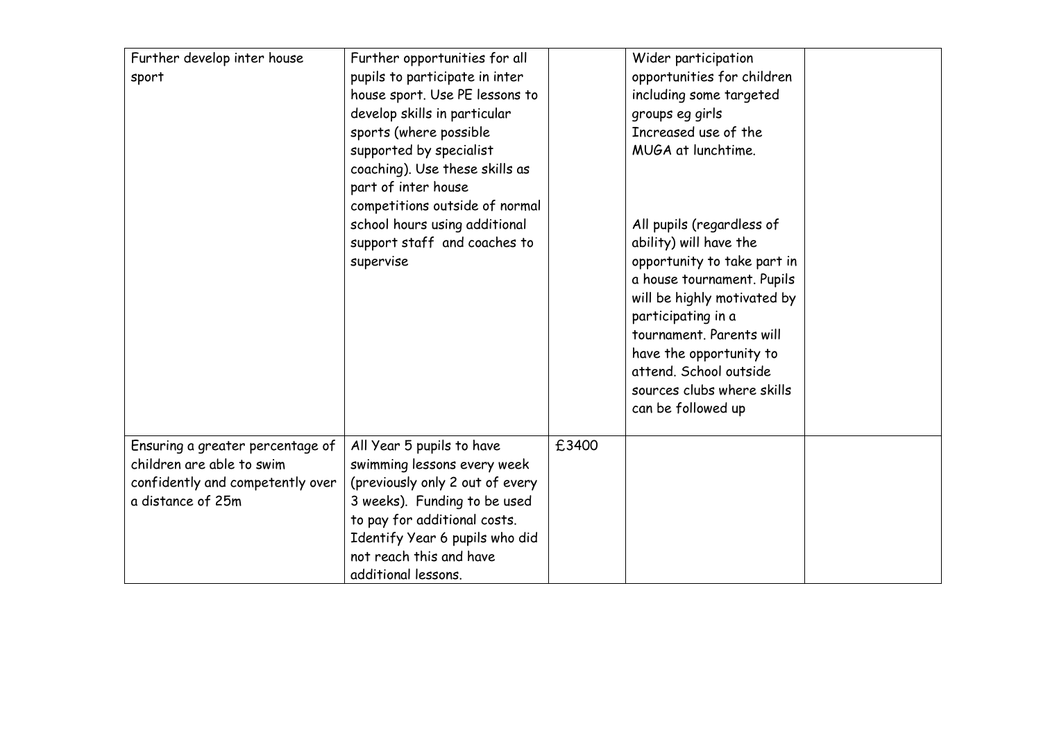| | | | | |
|---|---|---|---|---|
| Further develop inter house sport | Further opportunities for all pupils to participate in inter house sport. Use PE lessons to develop skills in particular sports (where possible supported by specialist coaching). Use these skills as part of inter house competitions outside of normal school hours using additional support staff and coaches to supervise | | Wider participation opportunities for children including some targeted groups eg girls<br>Increased use of the MUGA at lunchtime.<br><br>All pupils (regardless of ability) will have the opportunity to take part in a house tournament. Pupils will be highly motivated by participating in a tournament. Parents will have the opportunity to attend. School outside sources clubs where skills can be followed up | |
| Ensuring a greater percentage of children are able to swim confidently and competently over a distance of 25m | All Year 5 pupils to have swimming lessons every week (previously only 2 out of every 3 weeks). Funding to be used to pay for additional costs. Identify Year 6 pupils who did not reach this and have additional lessons. | £3400 | | |